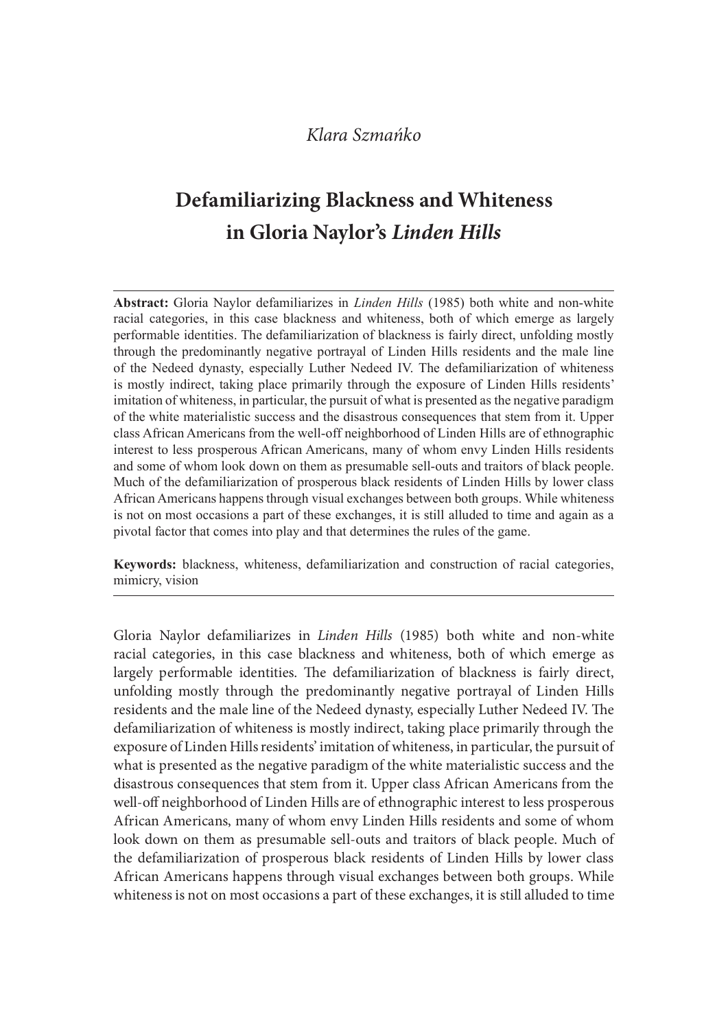*Klara Szmańko*

# Defamiliarizing Blackness and Whiteness in Gloria Naylor's *Linden Hills*

**Abstract:** Gloria Naylor defamiliarizes in *Linden Hills* (1985) both white and non-white racial categories, in this case blackness and whiteness, both of which emerge as largely performable identities. The defamiliarization of blackness is fairly direct, unfolding mostly through the predominantly negative portrayal of Linden Hills residents and the male line of the Nedeed dynasty, especially Luther Nedeed IV. The defamiliarization of whiteness is mostly indirect, taking place primarily through the exposure of Linden Hills residents' imitation of whiteness, in particular, the pursuit of what is presented as the negative paradigm of the white materialistic success and the disastrous consequences that stem from it. Upper class African Americans from the well-off neighborhood of Linden Hills are of ethnographic interest to less prosperous African Americans, many of whom envy Linden Hills residents and some of whom look down on them as presumable sell-outs and traitors of black people. Much of the defamiliarization of prosperous black residents of Linden Hills by lower class African Americans happens through visual exchanges between both groups. While whiteness is not on most occasions a part of these exchanges, it is still alluded to time and again as a pivotal factor that comes into play and that determines the rules of the game.

**Keywords:** blackness, whiteness, defamiliarization and construction of racial categories, mimicry, vision

Gloria Naylor defamiliarizes in *Linden Hills* (1985) both white and non-white racial categories, in this case blackness and whiteness, both of which emerge as largely performable identities. The defamiliarization of blackness is fairly direct, unfolding mostly through the predominantly negative portrayal of Linden Hills residents and the male line of the Nedeed dynasty, especially Luther Nedeed IV. The defamiliarization of whiteness is mostly indirect, taking place primarily through the exposure of Linden Hills residents' imitation of whiteness, in particular, the pursuit of what is presented as the negative paradigm of the white materialistic success and the disastrous consequences that stem from it. Upper class African Americans from the well-off neighborhood of Linden Hills are of ethnographic interest to less prosperous African Americans, many of whom envy Linden Hills residents and some of whom look down on them as presumable sell-outs and traitors of black people. Much of the defamiliarization of prosperous black residents of Linden Hills by lower class African Americans happens through visual exchanges between both groups. While whiteness is not on most occasions a part of these exchanges, it is still alluded to time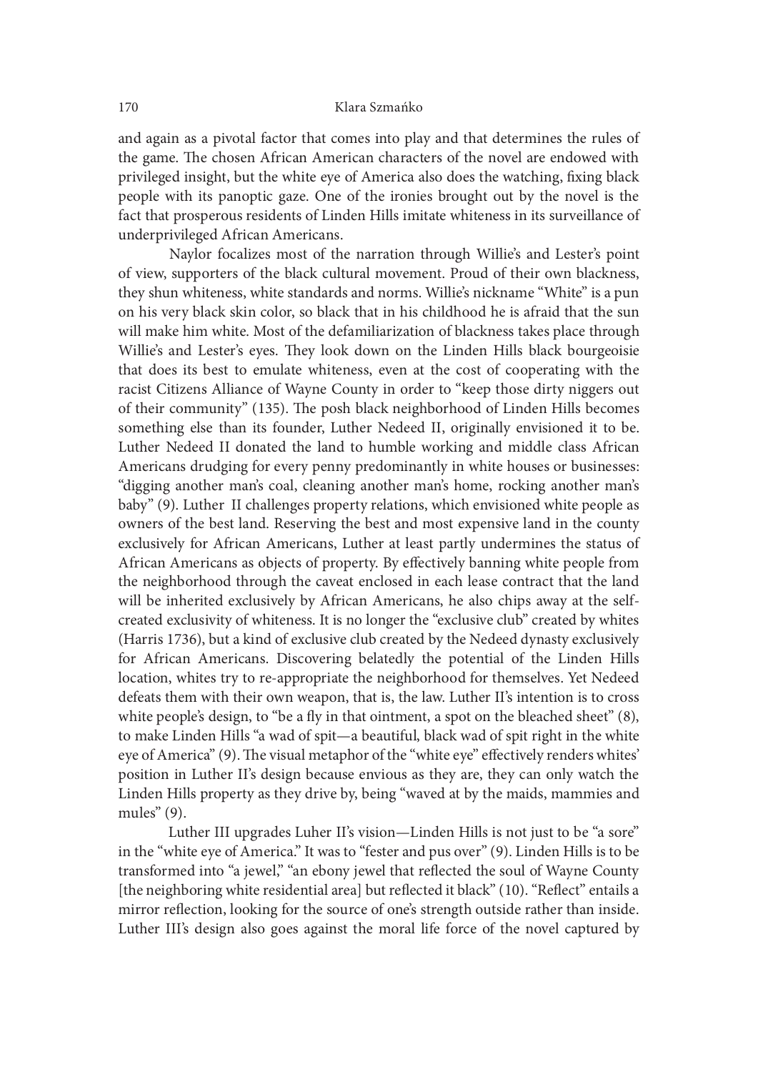and again as a pivotal factor that comes into play and that determines the rules of the game. The chosen African American characters of the novel are endowed with privileged insight, but the white eye of America also does the watching, fixing black people with its panoptic gaze. One of the ironies brought out by the novel is the fact that prosperous residents of Linden Hills imitate whiteness in its surveillance of underprivileged African Americans.

Naylor focalizes most of the narration through Willie's and Lester's point of view, supporters of the black cultural movement. Proud of their own blackness, they shun whiteness, white standards and norms. Willie's nickname "White" is a pun on his very black skin color, so black that in his childhood he is afraid that the sun will make him white. Most of the defamiliarization of blackness takes place through Willie's and Lester's eyes. They look down on the Linden Hills black bourgeoisie that does its best to emulate whiteness, even at the cost of cooperating with the racist Citizens Alliance of Wayne County in order to "keep those dirty niggers out of their community" (135). The posh black neighborhood of Linden Hills becomes something else than its founder, Luther Nedeed II, originally envisioned it to be. Luther Nedeed II donated the land to humble working and middle class African Americans drudging for every penny predominantly in white houses or businesses: "digging another man's coal, cleaning another man's home, rocking another man's baby" (9). Luther II challenges property relations, which envisioned white people as owners of the best land. Reserving the best and most expensive land in the county exclusively for African Americans, Luther at least partly undermines the status of African Americans as objects of property. By effectively banning white people from the neighborhood through the caveat enclosed in each lease contract that the land will be inherited exclusively by African Americans, he also chips away at the self-created exclusivity of whiteness. It is no longer the "exclusive club" created by whites (Harris 1736), but a kind of exclusive club created by the Nedeed dynasty exclusively for African Americans. Discovering belatedly the potential of the Linden Hills location, whites try to re-appropriate the neighborhood for themselves. Yet Nedeed defeats them with their own weapon, that is, the law. Luther II's intention is to cross white people's design, to "be a fly in that ointment, a spot on the bleached sheet" (8), to make Linden Hills "a wad of spit—a beautiful, black wad of spit right in the white eye of America" (9). The visual metaphor of the "white eye" effectively renders whites' position in Luther II's design because envious as they are, they can only watch the Linden Hills property as they drive by, being "waved at by the maids, mammies and mules" (9).

Luther III upgrades Luher II's vision—Linden Hills is not just to be "a sore" in the "white eye of America." It was to "fester and pus over" (9). Linden Hills is to be transformed into "a jewel," "an ebony jewel that reflected the soul of Wayne County [the neighboring white residential area] but reflected it black" (10). "Reflect" entails a mirror reflection, looking for the source of one's strength outside rather than inside. Luther III's design also goes against the moral life force of the novel captured by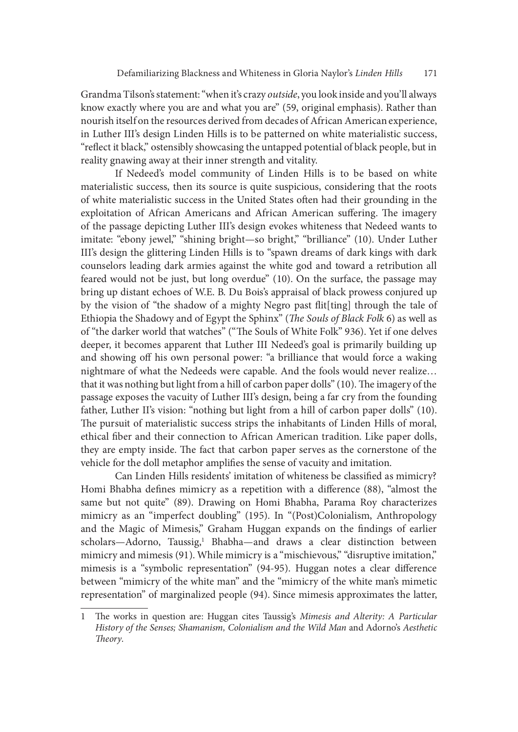Grandma Tilson's statement: "when it's crazy *outside*, you look inside and you'll always know exactly where you are and what you are" (59, original emphasis). Rather than nourish itself on the resources derived from decades of African American experience, in Luther III's design Linden Hills is to be patterned on white materialistic success, "reflect it black," ostensibly showcasing the untapped potential of black people, but in reality gnawing away at their inner strength and vitality.

If Nedeed's model community of Linden Hills is to be based on white materialistic success, then its source is quite suspicious, considering that the roots of white materialistic success in the United States often had their grounding in the exploitation of African Americans and African American suffering. The imagery of the passage depicting Luther III's design evokes whiteness that Nedeed wants to imitate: "ebony jewel," "shining bright—so bright," "brilliance" (10). Under Luther III's design the glittering Linden Hills is to "spawn dreams of dark kings with dark counselors leading dark armies against the white god and toward a retribution all feared would not be just, but long overdue" (10). On the surface, the passage may bring up distant echoes of W.E. B. Du Bois's appraisal of black prowess conjured up by the vision of "the shadow of a mighty Negro past flit[ting] through the tale of Ethiopia the Shadowy and of Egypt the Sphinx" (*The Souls of Black Folk* 6) as well as of "the darker world that watches" ("The Souls of White Folk" 936). Yet if one delves deeper, it becomes apparent that Luther III Nedeed's goal is primarily building up and showing off his own personal power: "a brilliance that would force a waking nightmare of what the Nedeeds were capable. And the fools would never realize… that it was nothing but light from a hill of carbon paper dolls" (10). The imagery of the passage exposes the vacuity of Luther III's design, being a far cry from the founding father, Luther II's vision: "nothing but light from a hill of carbon paper dolls" (10). The pursuit of materialistic success strips the inhabitants of Linden Hills of moral, ethical fiber and their connection to African American tradition. Like paper dolls, they are empty inside. The fact that carbon paper serves as the cornerstone of the vehicle for the doll metaphor amplifies the sense of vacuity and imitation.

Can Linden Hills residents' imitation of whiteness be classified as mimicry? Homi Bhabha defines mimicry as a repetition with a difference (88), "almost the same but not quite" (89). Drawing on Homi Bhabha, Parama Roy characterizes mimicry as an "imperfect doubling" (195). In "(Post)Colonialism, Anthropology and the Magic of Mimesis," Graham Huggan expands on the findings of earlier scholars—Adorno, Taussig,[1] Bhabha—and draws a clear distinction between mimicry and mimesis (91). While mimicry is a "mischievous," "disruptive imitation," mimesis is a "symbolic representation" (94-95). Huggan notes a clear difference between "mimicry of the white man" and the "mimicry of the white man's mimetic representation" of marginalized people (94). Since mimesis approximates the latter,

---

1 The works in question are: Huggan cites Taussig's *Mimesis and Alterity: A Particular History of the Senses; Shamanism, Colonialism and the Wild Man* and Adorno's *Aesthetic Theory*.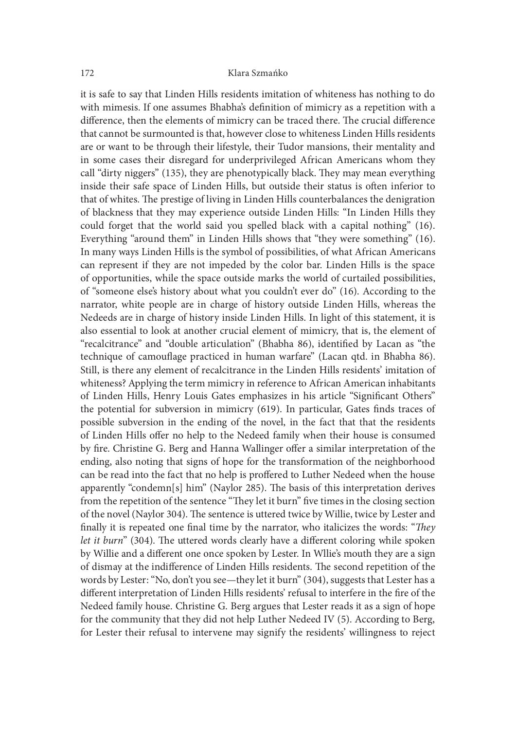it is safe to say that Linden Hills residents imitation of whiteness has nothing to do with mimesis. If one assumes Bhabha's definition of mimicry as a repetition with a difference, then the elements of mimicry can be traced there. The crucial difference that cannot be surmounted is that, however close to whiteness Linden Hills residents are or want to be through their lifestyle, their Tudor mansions, their mentality and in some cases their disregard for underprivileged African Americans whom they call "dirty niggers" (135), they are phenotypically black. They may mean everything inside their safe space of Linden Hills, but outside their status is often inferior to that of whites. The prestige of living in Linden Hills counterbalances the denigration of blackness that they may experience outside Linden Hills: "In Linden Hills they could forget that the world said you spelled black with a capital nothing" (16). Everything "around them" in Linden Hills shows that "they were something" (16). In many ways Linden Hills is the symbol of possibilities, of what African Americans can represent if they are not impeded by the color bar. Linden Hills is the space of opportunities, while the space outside marks the world of curtailed possibilities, of "someone else's history about what you couldn't ever do" (16). According to the narrator, white people are in charge of history outside Linden Hills, whereas the Nedeeds are in charge of history inside Linden Hills. In light of this statement, it is also essential to look at another crucial element of mimicry, that is, the element of "recalcitrance" and "double articulation" (Bhabha 86), identified by Lacan as "the technique of camouflage practiced in human warfare" (Lacan qtd. in Bhabha 86). Still, is there any element of recalcitrance in the Linden Hills residents' imitation of whiteness? Applying the term mimicry in reference to African American inhabitants of Linden Hills, Henry Louis Gates emphasizes in his article "Significant Others" the potential for subversion in mimicry (619). In particular, Gates finds traces of possible subversion in the ending of the novel, in the fact that that the residents of Linden Hills offer no help to the Nedeed family when their house is consumed by fire. Christine G. Berg and Hanna Wallinger offer a similar interpretation of the ending, also noting that signs of hope for the transformation of the neighborhood can be read into the fact that no help is proffered to Luther Nedeed when the house apparently "condemn[s] him" (Naylor 285). The basis of this interpretation derives from the repetition of the sentence "They let it burn" five times in the closing section of the novel (Naylor 304). The sentence is uttered twice by Willie, twice by Lester and finally it is repeated one final time by the narrator, who italicizes the words: "*They let it burn*" (304). The uttered words clearly have a different coloring while spoken by Willie and a different one once spoken by Lester. In Wllie's mouth they are a sign of dismay at the indifference of Linden Hills residents. The second repetition of the words by Lester: "No, don't you see—they let it burn" (304), suggests that Lester has a different interpretation of Linden Hills residents' refusal to interfere in the fire of the Nedeed family house. Christine G. Berg argues that Lester reads it as a sign of hope for the community that they did not help Luther Nedeed IV (5). According to Berg, for Lester their refusal to intervene may signify the residents' willingness to reject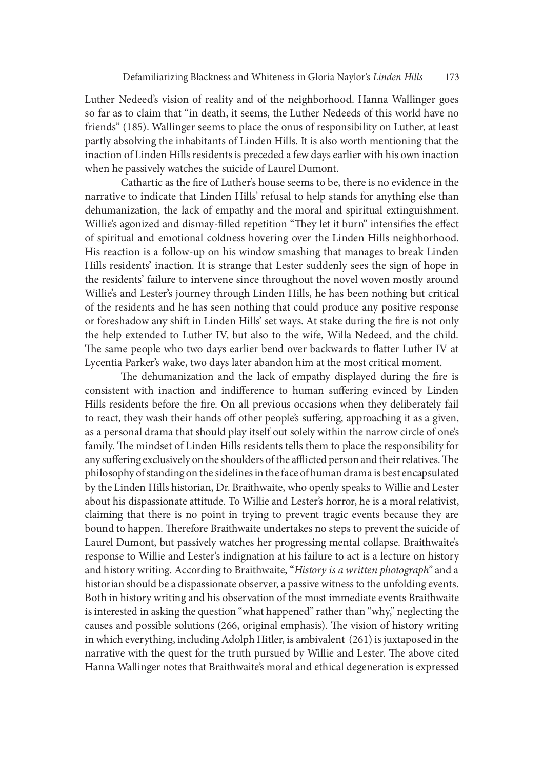Luther Nedeed's vision of reality and of the neighborhood. Hanna Wallinger goes so far as to claim that "in death, it seems, the Luther Nedeeds of this world have no friends" (185). Wallinger seems to place the onus of responsibility on Luther, at least partly absolving the inhabitants of Linden Hills. It is also worth mentioning that the inaction of Linden Hills residents is preceded a few days earlier with his own inaction when he passively watches the suicide of Laurel Dumont.

Cathartic as the fire of Luther's house seems to be, there is no evidence in the narrative to indicate that Linden Hills' refusal to help stands for anything else than dehumanization, the lack of empathy and the moral and spiritual extinguishment. Willie's agonized and dismay-filled repetition "They let it burn" intensifies the effect of spiritual and emotional coldness hovering over the Linden Hills neighborhood. His reaction is a follow-up on his window smashing that manages to break Linden Hills residents' inaction. It is strange that Lester suddenly sees the sign of hope in the residents' failure to intervene since throughout the novel woven mostly around Willie's and Lester's journey through Linden Hills, he has been nothing but critical of the residents and he has seen nothing that could produce any positive response or foreshadow any shift in Linden Hills' set ways. At stake during the fire is not only the help extended to Luther IV, but also to the wife, Willa Nedeed, and the child. The same people who two days earlier bend over backwards to flatter Luther IV at Lycentia Parker's wake, two days later abandon him at the most critical moment.

The dehumanization and the lack of empathy displayed during the fire is consistent with inaction and indifference to human suffering evinced by Linden Hills residents before the fire. On all previous occasions when they deliberately fail to react, they wash their hands off other people's suffering, approaching it as a given, as a personal drama that should play itself out solely within the narrow circle of one's family. The mindset of Linden Hills residents tells them to place the responsibility for any suffering exclusively on the shoulders of the afflicted person and their relatives. The philosophy of standing on the sidelines in the face of human drama is best encapsulated by the Linden Hills historian, Dr. Braithwaite, who openly speaks to Willie and Lester about his dispassionate attitude. To Willie and Lester's horror, he is a moral relativist, claiming that there is no point in trying to prevent tragic events because they are bound to happen. Therefore Braithwaite undertakes no steps to prevent the suicide of Laurel Dumont, but passively watches her progressing mental collapse. Braithwaite's response to Willie and Lester's indignation at his failure to act is a lecture on history and history writing. According to Braithwaite, "*History is a written photograph*" and a historian should be a dispassionate observer, a passive witness to the unfolding events. Both in history writing and his observation of the most immediate events Braithwaite is interested in asking the question "what happened" rather than "why," neglecting the causes and possible solutions (266, original emphasis). The vision of history writing in which everything, including Adolph Hitler, is ambivalent (261) is juxtaposed in the narrative with the quest for the truth pursued by Willie and Lester. The above cited Hanna Wallinger notes that Braithwaite's moral and ethical degeneration is expressed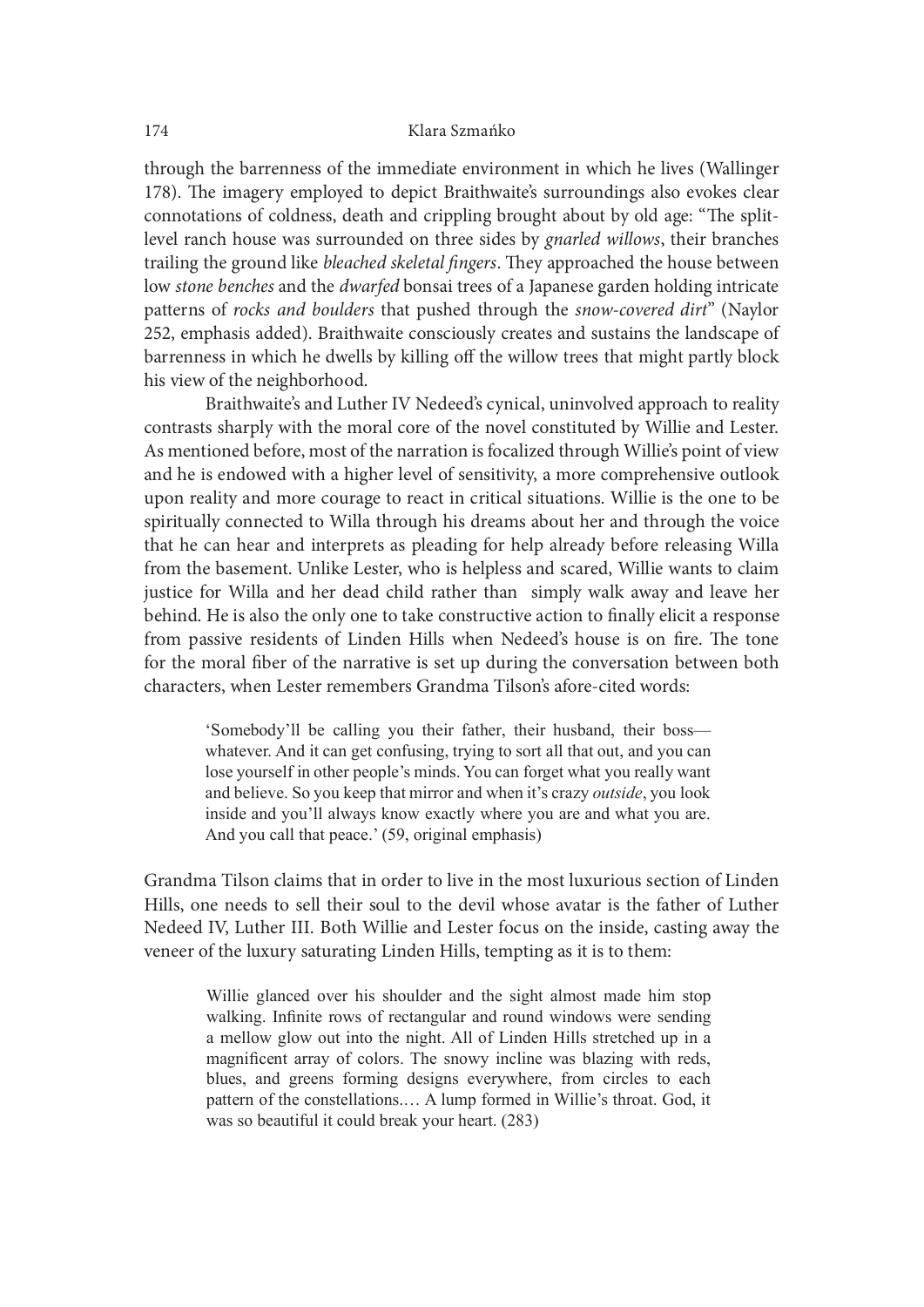through the barrenness of the immediate environment in which he lives (Wallinger 178). The imagery employed to depict Braithwaite's surroundings also evokes clear connotations of coldness, death and crippling brought about by old age: "The split-level ranch house was surrounded on three sides by *gnarled willows*, their branches trailing the ground like *bleached skeletal fingers*. They approached the house between low *stone benches* and the *dwarfed* bonsai trees of a Japanese garden holding intricate patterns of *rocks and boulders* that pushed through the *snow-covered dirt*" (Naylor 252, emphasis added). Braithwaite consciously creates and sustains the landscape of barrenness in which he dwells by killing off the willow trees that might partly block his view of the neighborhood.

Braithwaite's and Luther IV Nedeed's cynical, uninvolved approach to reality contrasts sharply with the moral core of the novel constituted by Willie and Lester. As mentioned before, most of the narration is focalized through Willie's point of view and he is endowed with a higher level of sensitivity, a more comprehensive outlook upon reality and more courage to react in critical situations. Willie is the one to be spiritually connected to Willa through his dreams about her and through the voice that he can hear and interprets as pleading for help already before releasing Willa from the basement. Unlike Lester, who is helpless and scared, Willie wants to claim justice for Willa and her dead child rather than simply walk away and leave her behind. He is also the only one to take constructive action to finally elicit a response from passive residents of Linden Hills when Nedeed's house is on fire. The tone for the moral fiber of the narrative is set up during the conversation between both characters, when Lester remembers Grandma Tilson's afore-cited words:

> 'Somebody'll be calling you their father, their husband, their boss—whatever. And it can get confusing, trying to sort all that out, and you can lose yourself in other people's minds. You can forget what you really want and believe. So you keep that mirror and when it's crazy *outside*, you look inside and you'll always know exactly where you are and what you are. And you call that peace.' (59, original emphasis)

Grandma Tilson claims that in order to live in the most luxurious section of Linden Hills, one needs to sell their soul to the devil whose avatar is the father of Luther Nedeed IV, Luther III. Both Willie and Lester focus on the inside, casting away the veneer of the luxury saturating Linden Hills, tempting as it is to them:

> Willie glanced over his shoulder and the sight almost made him stop walking. Infinite rows of rectangular and round windows were sending a mellow glow out into the night. All of Linden Hills stretched up in a magnificent array of colors. The snowy incline was blazing with reds, blues, and greens forming designs everywhere, from circles to each pattern of the constellations.… A lump formed in Willie's throat. God, it was so beautiful it could break your heart. (283)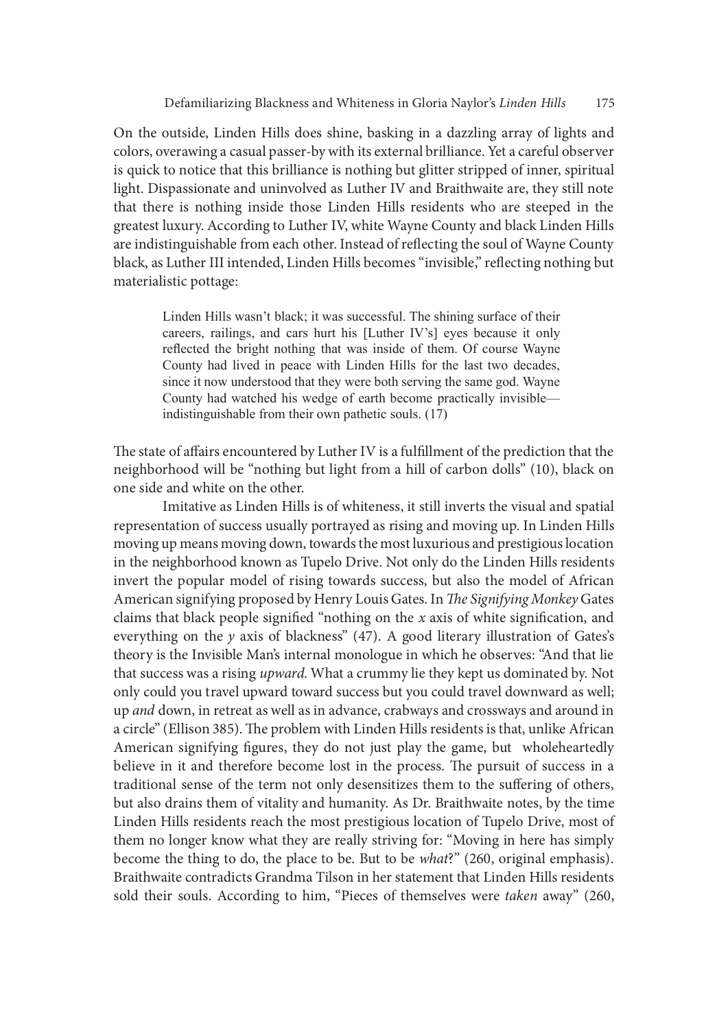On the outside, Linden Hills does shine, basking in a dazzling array of lights and colors, overawing a casual passer-by with its external brilliance. Yet a careful observer is quick to notice that this brilliance is nothing but glitter stripped of inner, spiritual light. Dispassionate and uninvolved as Luther IV and Braithwaite are, they still note that there is nothing inside those Linden Hills residents who are steeped in the greatest luxury. According to Luther IV, white Wayne County and black Linden Hills are indistinguishable from each other. Instead of reflecting the soul of Wayne County black, as Luther III intended, Linden Hills becomes "invisible," reflecting nothing but materialistic pottage:

> Linden Hills wasn't black; it was successful. The shining surface of their careers, railings, and cars hurt his [Luther IV's] eyes because it only reflected the bright nothing that was inside of them. Of course Wayne County had lived in peace with Linden Hills for the last two decades, since it now understood that they were both serving the same god. Wayne County had watched his wedge of earth become practically invisible—indistinguishable from their own pathetic souls. (17)

The state of affairs encountered by Luther IV is a fulfillment of the prediction that the neighborhood will be "nothing but light from a hill of carbon dolls" (10), black on one side and white on the other.

Imitative as Linden Hills is of whiteness, it still inverts the visual and spatial representation of success usually portrayed as rising and moving up. In Linden Hills moving up means moving down, towards the most luxurious and prestigious location in the neighborhood known as Tupelo Drive. Not only do the Linden Hills residents invert the popular model of rising towards success, but also the model of African American signifying proposed by Henry Louis Gates. In *The Signifying Monkey* Gates claims that black people signified "nothing on the *x* axis of white signification, and everything on the *y* axis of blackness" (47). A good literary illustration of Gates's theory is the Invisible Man's internal monologue in which he observes: "And that lie that success was a rising *upward*. What a crummy lie they kept us dominated by. Not only could you travel upward toward success but you could travel downward as well; up *and* down, in retreat as well as in advance, crabways and crossways and around in a circle" (Ellison 385). The problem with Linden Hills residents is that, unlike African American signifying figures, they do not just play the game, but wholeheartedly believe in it and therefore become lost in the process. The pursuit of success in a traditional sense of the term not only desensitizes them to the suffering of others, but also drains them of vitality and humanity. As Dr. Braithwaite notes, by the time Linden Hills residents reach the most prestigious location of Tupelo Drive, most of them no longer know what they are really striving for: "Moving in here has simply become the thing to do, the place to be. But to be *what*?" (260, original emphasis). Braithwaite contradicts Grandma Tilson in her statement that Linden Hills residents sold their souls. According to him, "Pieces of themselves were *taken* away" (260,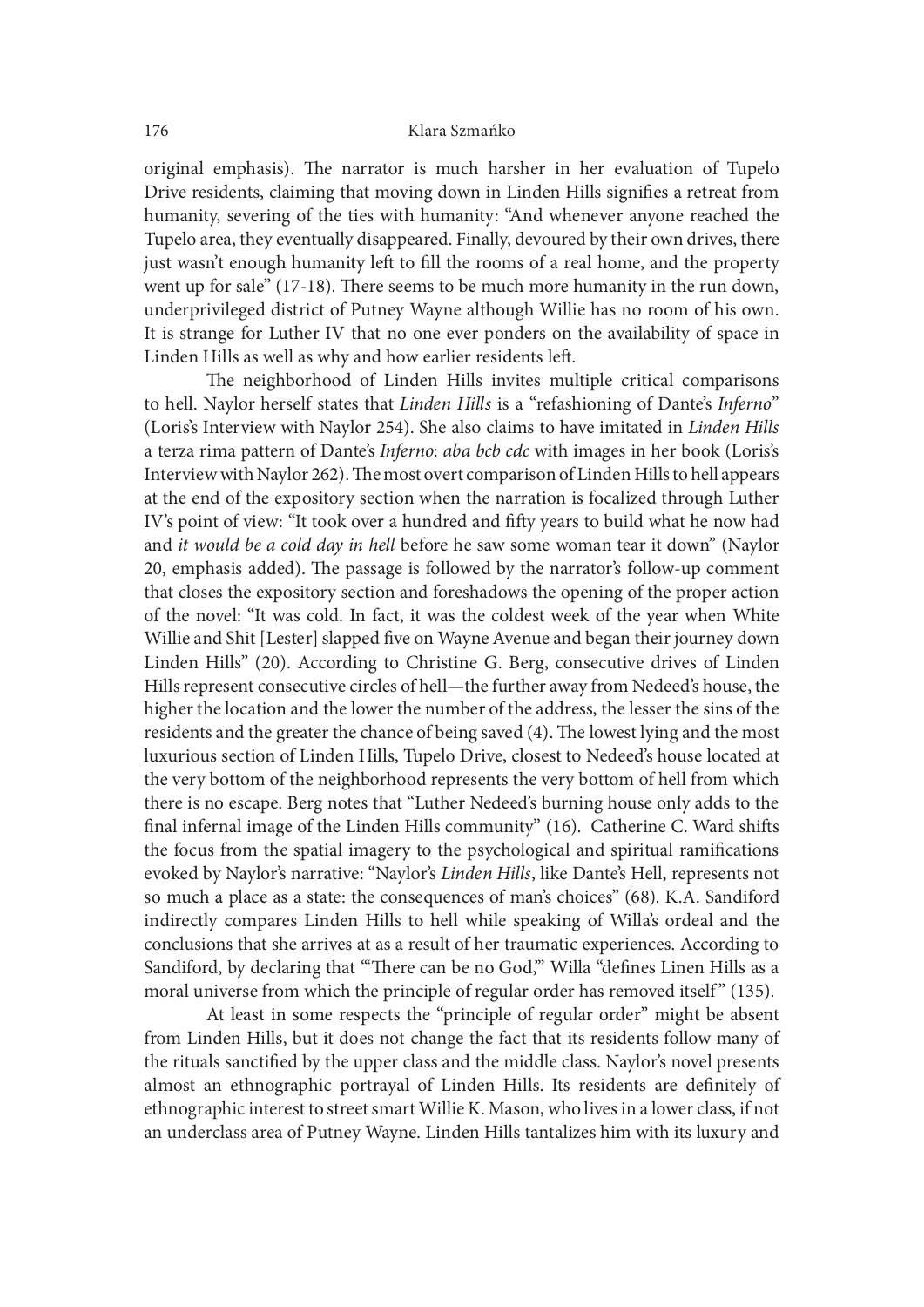original emphasis). The narrator is much harsher in her evaluation of Tupelo Drive residents, claiming that moving down in Linden Hills signifies a retreat from humanity, severing of the ties with humanity: "And whenever anyone reached the Tupelo area, they eventually disappeared. Finally, devoured by their own drives, there just wasn't enough humanity left to fill the rooms of a real home, and the property went up for sale" (17-18). There seems to be much more humanity in the run down, underprivileged district of Putney Wayne although Willie has no room of his own. It is strange for Luther IV that no one ever ponders on the availability of space in Linden Hills as well as why and how earlier residents left.

The neighborhood of Linden Hills invites multiple critical comparisons to hell. Naylor herself states that *Linden Hills* is a "refashioning of Dante's *Inferno*" (Loris's Interview with Naylor 254). She also claims to have imitated in *Linden Hills* a terza rima pattern of Dante's *Inferno*: *aba bcb cdc* with images in her book (Loris's Interview with Naylor 262). The most overt comparison of Linden Hills to hell appears at the end of the expository section when the narration is focalized through Luther IV's point of view: "It took over a hundred and fifty years to build what he now had and *it would be a cold day in hell* before he saw some woman tear it down" (Naylor 20, emphasis added). The passage is followed by the narrator's follow-up comment that closes the expository section and foreshadows the opening of the proper action of the novel: "It was cold. In fact, it was the coldest week of the year when White Willie and Shit [Lester] slapped five on Wayne Avenue and began their journey down Linden Hills" (20). According to Christine G. Berg, consecutive drives of Linden Hills represent consecutive circles of hell—the further away from Nedeed's house, the higher the location and the lower the number of the address, the lesser the sins of the residents and the greater the chance of being saved (4). The lowest lying and the most luxurious section of Linden Hills, Tupelo Drive, closest to Nedeed's house located at the very bottom of the neighborhood represents the very bottom of hell from which there is no escape. Berg notes that "Luther Nedeed's burning house only adds to the final infernal image of the Linden Hills community" (16). Catherine C. Ward shifts the focus from the spatial imagery to the psychological and spiritual ramifications evoked by Naylor's narrative: "Naylor's *Linden Hills*, like Dante's Hell, represents not so much a place as a state: the consequences of man's choices" (68). K.A. Sandiford indirectly compares Linden Hills to hell while speaking of Willa's ordeal and the conclusions that she arrives at as a result of her traumatic experiences. According to Sandiford, by declaring that "'There can be no God,'" Willa "defines Linen Hills as a moral universe from which the principle of regular order has removed itself" (135).

At least in some respects the "principle of regular order" might be absent from Linden Hills, but it does not change the fact that its residents follow many of the rituals sanctified by the upper class and the middle class. Naylor's novel presents almost an ethnographic portrayal of Linden Hills. Its residents are definitely of ethnographic interest to street smart Willie K. Mason, who lives in a lower class, if not an underclass area of Putney Wayne. Linden Hills tantalizes him with its luxury and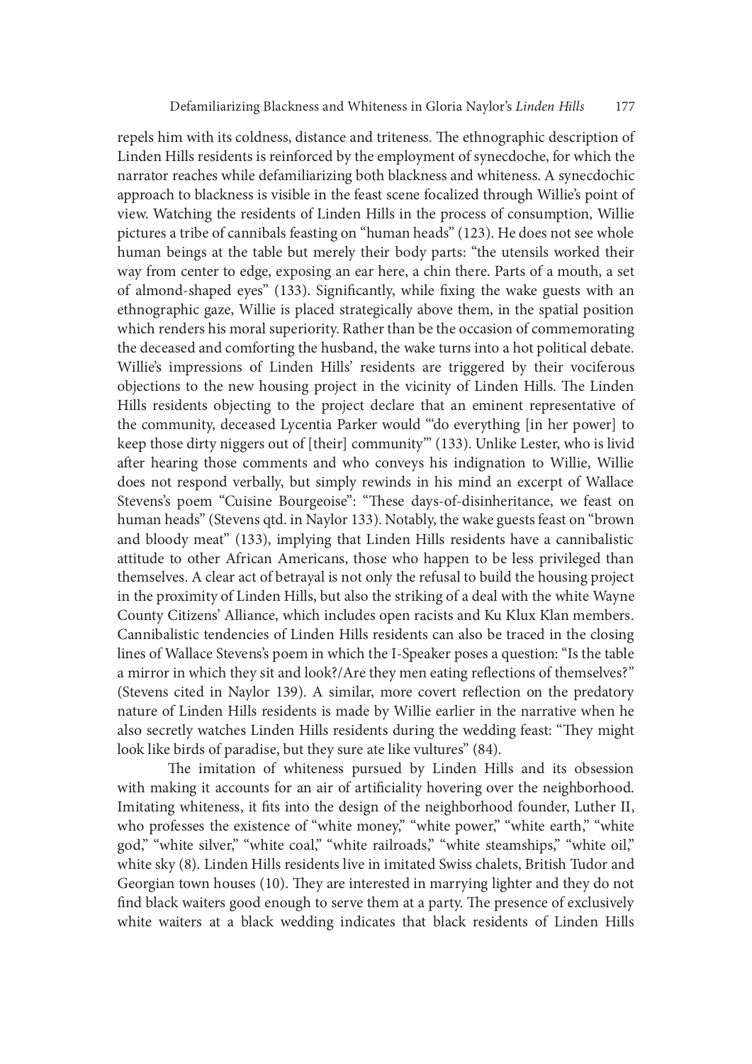repels him with its coldness, distance and triteness. The ethnographic description of Linden Hills residents is reinforced by the employment of synecdoche, for which the narrator reaches while defamiliarizing both blackness and whiteness. A synecdochic approach to blackness is visible in the feast scene focalized through Willie's point of view. Watching the residents of Linden Hills in the process of consumption, Willie pictures a tribe of cannibals feasting on "human heads" (123). He does not see whole human beings at the table but merely their body parts: "the utensils worked their way from center to edge, exposing an ear here, a chin there. Parts of a mouth, a set of almond-shaped eyes" (133). Significantly, while fixing the wake guests with an ethnographic gaze, Willie is placed strategically above them, in the spatial position which renders his moral superiority. Rather than be the occasion of commemorating the deceased and comforting the husband, the wake turns into a hot political debate. Willie's impressions of Linden Hills' residents are triggered by their vociferous objections to the new housing project in the vicinity of Linden Hills. The Linden Hills residents objecting to the project declare that an eminent representative of the community, deceased Lycentia Parker would "'do everything [in her power] to keep those dirty niggers out of [their] community'" (133). Unlike Lester, who is livid after hearing those comments and who conveys his indignation to Willie, Willie does not respond verbally, but simply rewinds in his mind an excerpt of Wallace Stevens's poem "Cuisine Bourgeoise": "These days-of-disinheritance, we feast on human heads" (Stevens qtd. in Naylor 133). Notably, the wake guests feast on "brown and bloody meat" (133), implying that Linden Hills residents have a cannibalistic attitude to other African Americans, those who happen to be less privileged than themselves. A clear act of betrayal is not only the refusal to build the housing project in the proximity of Linden Hills, but also the striking of a deal with the white Wayne County Citizens' Alliance, which includes open racists and Ku Klux Klan members. Cannibalistic tendencies of Linden Hills residents can also be traced in the closing lines of Wallace Stevens's poem in which the I-Speaker poses a question: "Is the table a mirror in which they sit and look?/Are they men eating reflections of themselves?" (Stevens cited in Naylor 139). A similar, more covert reflection on the predatory nature of Linden Hills residents is made by Willie earlier in the narrative when he also secretly watches Linden Hills residents during the wedding feast: "They might look like birds of paradise, but they sure ate like vultures" (84).

The imitation of whiteness pursued by Linden Hills and its obsession with making it accounts for an air of artificiality hovering over the neighborhood. Imitating whiteness, it fits into the design of the neighborhood founder, Luther II, who professes the existence of "white money," "white power," "white earth," "white god," "white silver," "white coal," "white railroads," "white steamships," "white oil," white sky (8). Linden Hills residents live in imitated Swiss chalets, British Tudor and Georgian town houses (10). They are interested in marrying lighter and they do not find black waiters good enough to serve them at a party. The presence of exclusively white waiters at a black wedding indicates that black residents of Linden Hills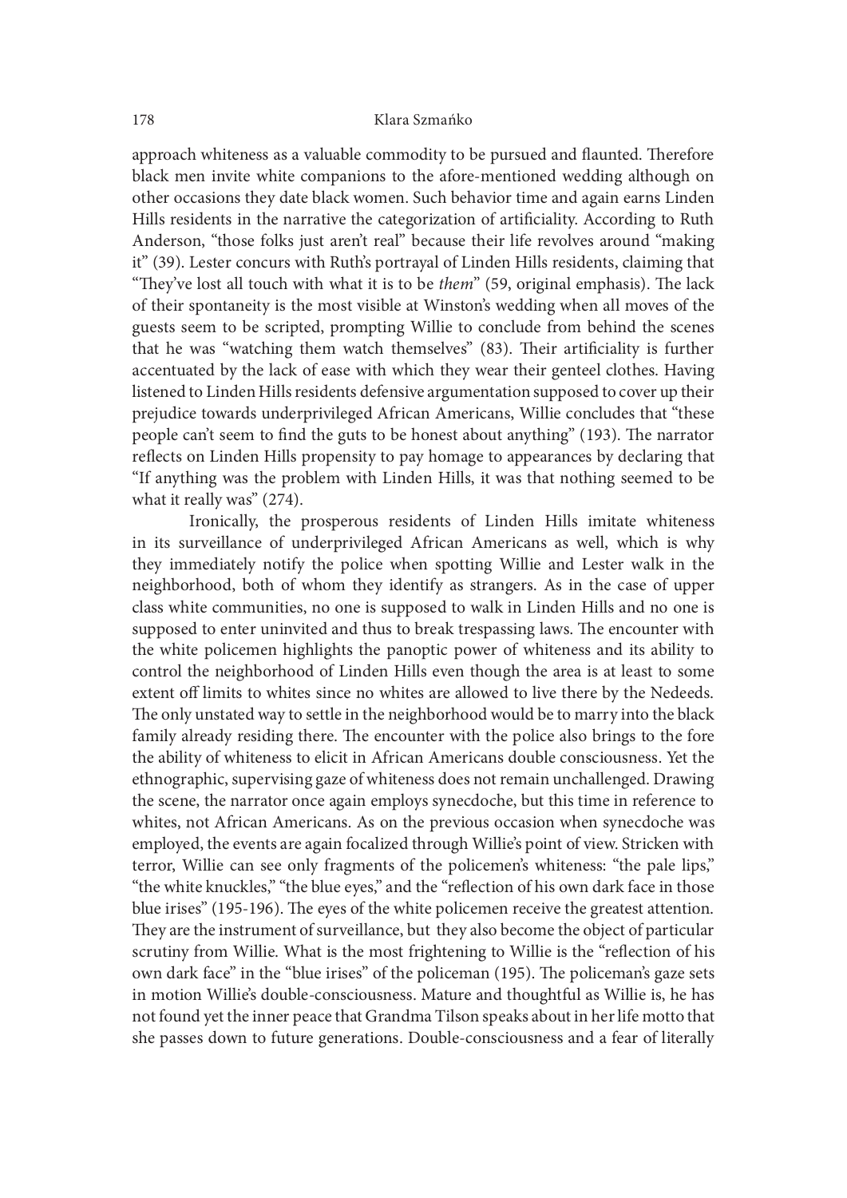approach whiteness as a valuable commodity to be pursued and flaunted. Therefore black men invite white companions to the afore-mentioned wedding although on other occasions they date black women. Such behavior time and again earns Linden Hills residents in the narrative the categorization of artificiality. According to Ruth Anderson, "those folks just aren't real" because their life revolves around "making it" (39). Lester concurs with Ruth's portrayal of Linden Hills residents, claiming that "They've lost all touch with what it is to be *them*" (59, original emphasis). The lack of their spontaneity is the most visible at Winston's wedding when all moves of the guests seem to be scripted, prompting Willie to conclude from behind the scenes that he was "watching them watch themselves" (83). Their artificiality is further accentuated by the lack of ease with which they wear their genteel clothes. Having listened to Linden Hills residents defensive argumentation supposed to cover up their prejudice towards underprivileged African Americans, Willie concludes that "these people can't seem to find the guts to be honest about anything" (193). The narrator reflects on Linden Hills propensity to pay homage to appearances by declaring that "If anything was the problem with Linden Hills, it was that nothing seemed to be what it really was" (274).

Ironically, the prosperous residents of Linden Hills imitate whiteness in its surveillance of underprivileged African Americans as well, which is why they immediately notify the police when spotting Willie and Lester walk in the neighborhood, both of whom they identify as strangers. As in the case of upper class white communities, no one is supposed to walk in Linden Hills and no one is supposed to enter uninvited and thus to break trespassing laws. The encounter with the white policemen highlights the panoptic power of whiteness and its ability to control the neighborhood of Linden Hills even though the area is at least to some extent off limits to whites since no whites are allowed to live there by the Nedeeds. The only unstated way to settle in the neighborhood would be to marry into the black family already residing there. The encounter with the police also brings to the fore the ability of whiteness to elicit in African Americans double consciousness. Yet the ethnographic, supervising gaze of whiteness does not remain unchallenged. Drawing the scene, the narrator once again employs synecdoche, but this time in reference to whites, not African Americans. As on the previous occasion when synecdoche was employed, the events are again focalized through Willie's point of view. Stricken with terror, Willie can see only fragments of the policemen's whiteness: "the pale lips," "the white knuckles," "the blue eyes," and the "reflection of his own dark face in those blue irises" (195-196). The eyes of the white policemen receive the greatest attention. They are the instrument of surveillance, but they also become the object of particular scrutiny from Willie. What is the most frightening to Willie is the "reflection of his own dark face" in the "blue irises" of the policeman (195). The policeman's gaze sets in motion Willie's double-consciousness. Mature and thoughtful as Willie is, he has not found yet the inner peace that Grandma Tilson speaks about in her life motto that she passes down to future generations. Double-consciousness and a fear of literally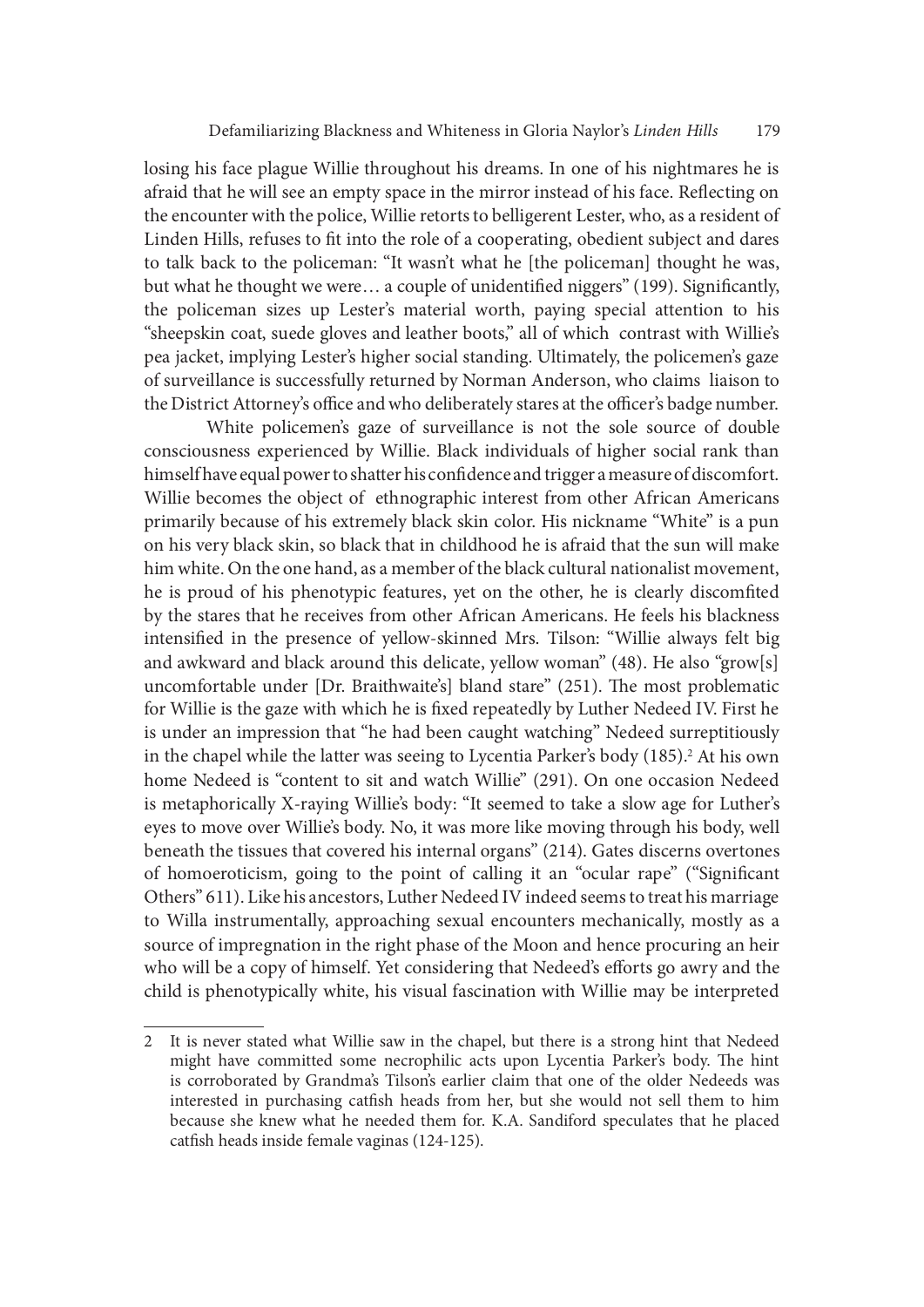losing his face plague Willie throughout his dreams. In one of his nightmares he is afraid that he will see an empty space in the mirror instead of his face. Reflecting on the encounter with the police, Willie retorts to belligerent Lester, who, as a resident of Linden Hills, refuses to fit into the role of a cooperating, obedient subject and dares to talk back to the policeman: "It wasn't what he [the policeman] thought he was, but what he thought we were… a couple of unidentified niggers" (199). Significantly, the policeman sizes up Lester's material worth, paying special attention to his "sheepskin coat, suede gloves and leather boots," all of which contrast with Willie's pea jacket, implying Lester's higher social standing. Ultimately, the policemen's gaze of surveillance is successfully returned by Norman Anderson, who claims liaison to the District Attorney's office and who deliberately stares at the officer's badge number.

White policemen's gaze of surveillance is not the sole source of double consciousness experienced by Willie. Black individuals of higher social rank than himself have equal power to shatter his confidence and trigger a measure of discomfort. Willie becomes the object of ethnographic interest from other African Americans primarily because of his extremely black skin color. His nickname "White" is a pun on his very black skin, so black that in childhood he is afraid that the sun will make him white. On the one hand, as a member of the black cultural nationalist movement, he is proud of his phenotypic features, yet on the other, he is clearly discomfited by the stares that he receives from other African Americans. He feels his blackness intensified in the presence of yellow-skinned Mrs. Tilson: "Willie always felt big and awkward and black around this delicate, yellow woman" (48). He also "grow[s] uncomfortable under [Dr. Braithwaite's] bland stare" (251). The most problematic for Willie is the gaze with which he is fixed repeatedly by Luther Nedeed IV. First he is under an impression that "he had been caught watching" Nedeed surreptitiously in the chapel while the latter was seeing to Lycentia Parker's body (185).[2] At his own home Nedeed is "content to sit and watch Willie" (291). On one occasion Nedeed is metaphorically X-raying Willie's body: "It seemed to take a slow age for Luther's eyes to move over Willie's body. No, it was more like moving through his body, well beneath the tissues that covered his internal organs" (214). Gates discerns overtones of homoeroticism, going to the point of calling it an "ocular rape" ("Significant Others" 611). Like his ancestors, Luther Nedeed IV indeed seems to treat his marriage to Willa instrumentally, approaching sexual encounters mechanically, mostly as a source of impregnation in the right phase of the Moon and hence procuring an heir who will be a copy of himself. Yet considering that Nedeed's efforts go awry and the child is phenotypically white, his visual fascination with Willie may be interpreted

---

2 It is never stated what Willie saw in the chapel, but there is a strong hint that Nedeed might have committed some necrophilic acts upon Lycentia Parker's body. The hint is corroborated by Grandma's Tilson's earlier claim that one of the older Nedeeds was interested in purchasing catfish heads from her, but she would not sell them to him because she knew what he needed them for. K.A. Sandiford speculates that he placed catfish heads inside female vaginas (124-125).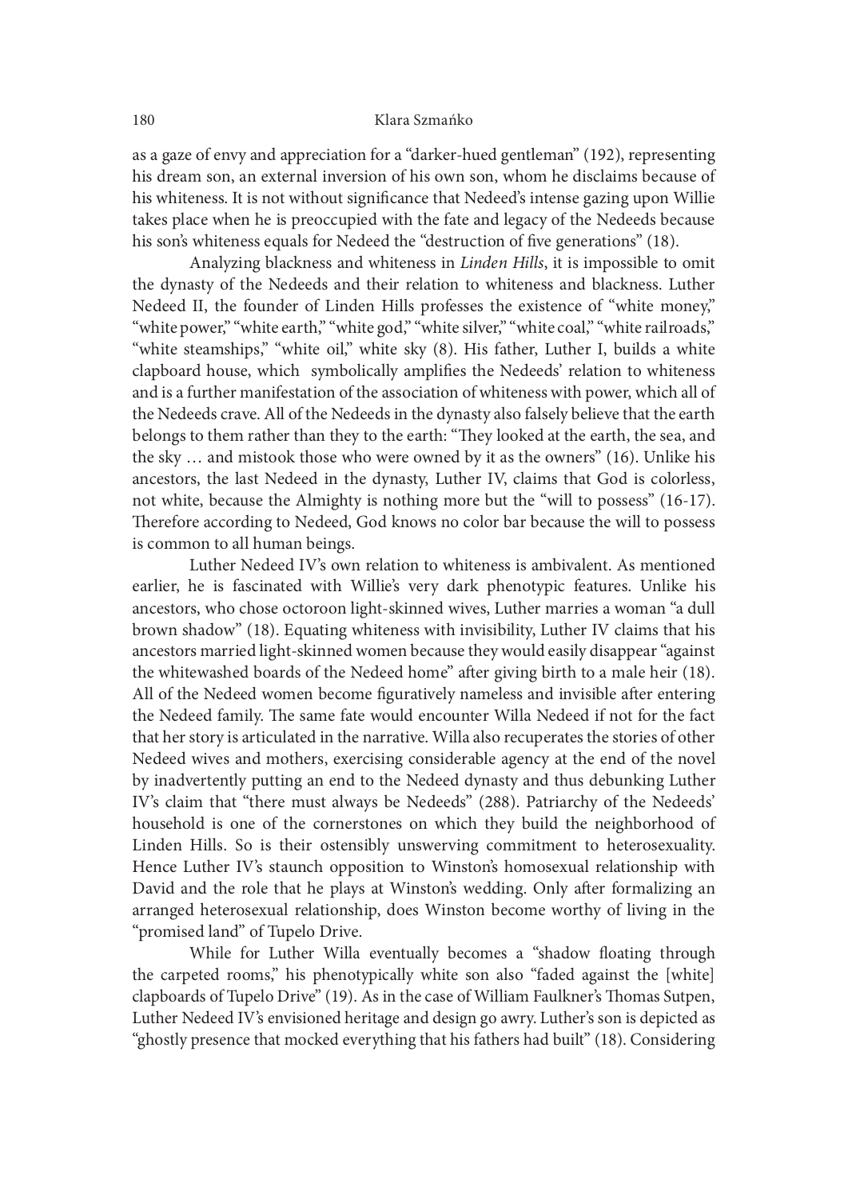as a gaze of envy and appreciation for a "darker-hued gentleman" (192), representing his dream son, an external inversion of his own son, whom he disclaims because of his whiteness. It is not without significance that Nedeed's intense gazing upon Willie takes place when he is preoccupied with the fate and legacy of the Nedeeds because his son's whiteness equals for Nedeed the "destruction of five generations" (18).

Analyzing blackness and whiteness in *Linden Hills*, it is impossible to omit the dynasty of the Nedeeds and their relation to whiteness and blackness. Luther Nedeed II, the founder of Linden Hills professes the existence of "white money," "white power," "white earth," "white god," "white silver," "white coal," "white railroads," "white steamships," "white oil," white sky (8). His father, Luther I, builds a white clapboard house, which symbolically amplifies the Nedeeds' relation to whiteness and is a further manifestation of the association of whiteness with power, which all of the Nedeeds crave. All of the Nedeeds in the dynasty also falsely believe that the earth belongs to them rather than they to the earth: "They looked at the earth, the sea, and the sky … and mistook those who were owned by it as the owners" (16). Unlike his ancestors, the last Nedeed in the dynasty, Luther IV, claims that God is colorless, not white, because the Almighty is nothing more but the "will to possess" (16-17). Therefore according to Nedeed, God knows no color bar because the will to possess is common to all human beings.

Luther Nedeed IV's own relation to whiteness is ambivalent. As mentioned earlier, he is fascinated with Willie's very dark phenotypic features. Unlike his ancestors, who chose octoroon light-skinned wives, Luther marries a woman "a dull brown shadow" (18). Equating whiteness with invisibility, Luther IV claims that his ancestors married light-skinned women because they would easily disappear "against the whitewashed boards of the Nedeed home" after giving birth to a male heir (18). All of the Nedeed women become figuratively nameless and invisible after entering the Nedeed family. The same fate would encounter Willa Nedeed if not for the fact that her story is articulated in the narrative. Willa also recuperates the stories of other Nedeed wives and mothers, exercising considerable agency at the end of the novel by inadvertently putting an end to the Nedeed dynasty and thus debunking Luther IV's claim that "there must always be Nedeeds" (288). Patriarchy of the Nedeeds' household is one of the cornerstones on which they build the neighborhood of Linden Hills. So is their ostensibly unswerving commitment to heterosexuality. Hence Luther IV's staunch opposition to Winston's homosexual relationship with David and the role that he plays at Winston's wedding. Only after formalizing an arranged heterosexual relationship, does Winston become worthy of living in the "promised land" of Tupelo Drive.

While for Luther Willa eventually becomes a "shadow floating through the carpeted rooms," his phenotypically white son also "faded against the [white] clapboards of Tupelo Drive" (19). As in the case of William Faulkner's Thomas Sutpen, Luther Nedeed IV's envisioned heritage and design go awry. Luther's son is depicted as "ghostly presence that mocked everything that his fathers had built" (18). Considering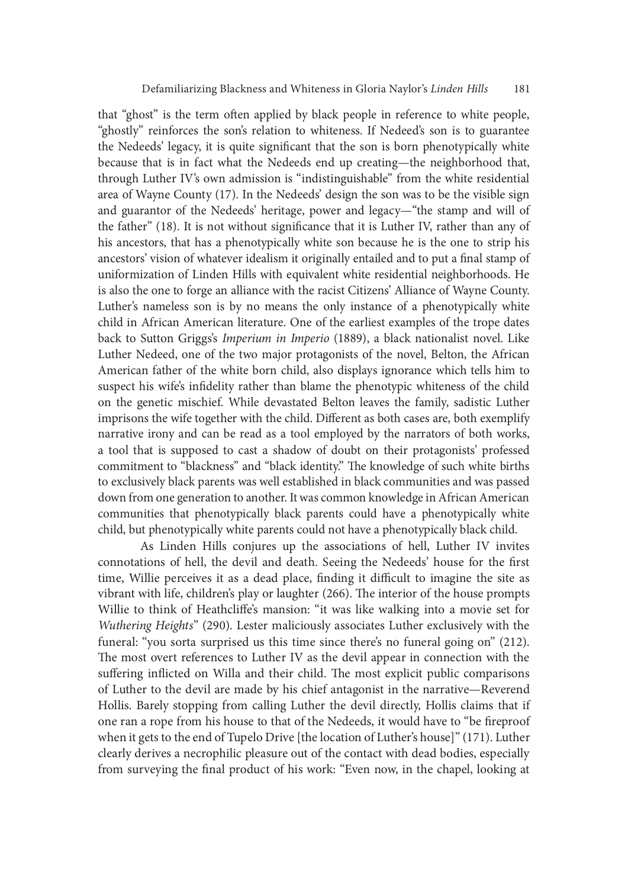that "ghost" is the term often applied by black people in reference to white people, "ghostly" reinforces the son's relation to whiteness. If Nedeed's son is to guarantee the Nedeeds' legacy, it is quite significant that the son is born phenotypically white because that is in fact what the Nedeeds end up creating—the neighborhood that, through Luther IV's own admission is "indistinguishable" from the white residential area of Wayne County (17). In the Nedeeds' design the son was to be the visible sign and guarantor of the Nedeeds' heritage, power and legacy—"the stamp and will of the father" (18). It is not without significance that it is Luther IV, rather than any of his ancestors, that has a phenotypically white son because he is the one to strip his ancestors' vision of whatever idealism it originally entailed and to put a final stamp of uniformization of Linden Hills with equivalent white residential neighborhoods. He is also the one to forge an alliance with the racist Citizens' Alliance of Wayne County. Luther's nameless son is by no means the only instance of a phenotypically white child in African American literature. One of the earliest examples of the trope dates back to Sutton Griggs's *Imperium in Imperio* (1889), a black nationalist novel. Like Luther Nedeed, one of the two major protagonists of the novel, Belton, the African American father of the white born child, also displays ignorance which tells him to suspect his wife's infidelity rather than blame the phenotypic whiteness of the child on the genetic mischief. While devastated Belton leaves the family, sadistic Luther imprisons the wife together with the child. Different as both cases are, both exemplify narrative irony and can be read as a tool employed by the narrators of both works, a tool that is supposed to cast a shadow of doubt on their protagonists' professed commitment to "blackness" and "black identity." The knowledge of such white births to exclusively black parents was well established in black communities and was passed down from one generation to another. It was common knowledge in African American communities that phenotypically black parents could have a phenotypically white child, but phenotypically white parents could not have a phenotypically black child.

As Linden Hills conjures up the associations of hell, Luther IV invites connotations of hell, the devil and death. Seeing the Nedeeds' house for the first time, Willie perceives it as a dead place, finding it difficult to imagine the site as vibrant with life, children's play or laughter (266). The interior of the house prompts Willie to think of Heathcliffe's mansion: "it was like walking into a movie set for *Wuthering Heights*" (290). Lester maliciously associates Luther exclusively with the funeral: "you sorta surprised us this time since there's no funeral going on" (212). The most overt references to Luther IV as the devil appear in connection with the suffering inflicted on Willa and their child. The most explicit public comparisons of Luther to the devil are made by his chief antagonist in the narrative—Reverend Hollis. Barely stopping from calling Luther the devil directly, Hollis claims that if one ran a rope from his house to that of the Nedeeds, it would have to "be fireproof when it gets to the end of Tupelo Drive [the location of Luther's house]" (171). Luther clearly derives a necrophilic pleasure out of the contact with dead bodies, especially from surveying the final product of his work: "Even now, in the chapel, looking at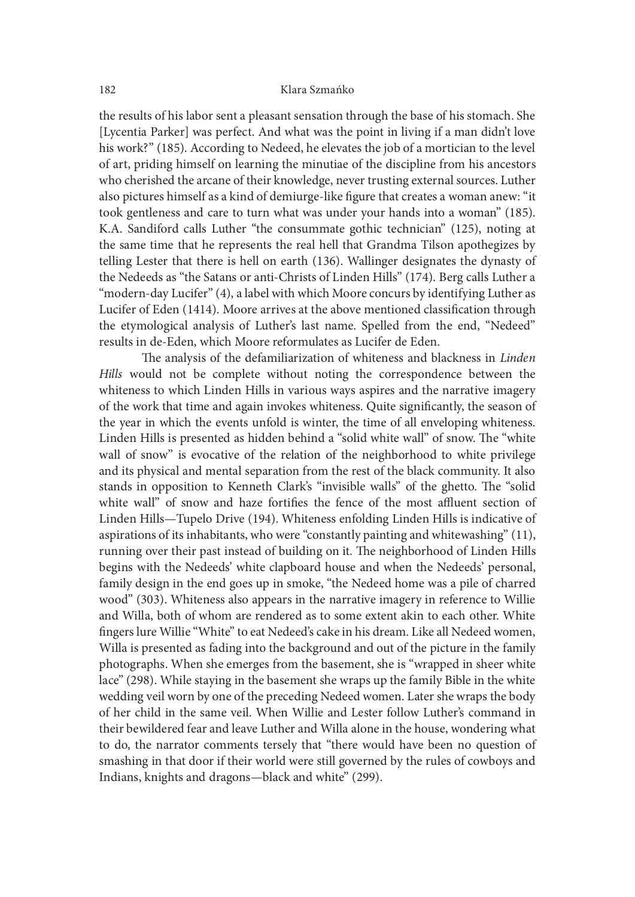the results of his labor sent a pleasant sensation through the base of his stomach. She [Lycentia Parker] was perfect. And what was the point in living if a man didn't love his work?" (185). According to Nedeed, he elevates the job of a mortician to the level of art, priding himself on learning the minutiae of the discipline from his ancestors who cherished the arcane of their knowledge, never trusting external sources. Luther also pictures himself as a kind of demiurge-like figure that creates a woman anew: "it took gentleness and care to turn what was under your hands into a woman" (185). K.A. Sandiford calls Luther "the consummate gothic technician" (125), noting at the same time that he represents the real hell that Grandma Tilson apothegizes by telling Lester that there is hell on earth (136). Wallinger designates the dynasty of the Nedeeds as "the Satans or anti-Christs of Linden Hills" (174). Berg calls Luther a "modern-day Lucifer" (4), a label with which Moore concurs by identifying Luther as Lucifer of Eden (1414). Moore arrives at the above mentioned classification through the etymological analysis of Luther's last name. Spelled from the end, "Nedeed" results in de-Eden, which Moore reformulates as Lucifer de Eden.

The analysis of the defamiliarization of whiteness and blackness in *Linden Hills* would not be complete without noting the correspondence between the whiteness to which Linden Hills in various ways aspires and the narrative imagery of the work that time and again invokes whiteness. Quite significantly, the season of the year in which the events unfold is winter, the time of all enveloping whiteness. Linden Hills is presented as hidden behind a "solid white wall" of snow. The "white wall of snow" is evocative of the relation of the neighborhood to white privilege and its physical and mental separation from the rest of the black community. It also stands in opposition to Kenneth Clark's "invisible walls" of the ghetto. The "solid white wall" of snow and haze fortifies the fence of the most affluent section of Linden Hills—Tupelo Drive (194). Whiteness enfolding Linden Hills is indicative of aspirations of its inhabitants, who were "constantly painting and whitewashing" (11), running over their past instead of building on it. The neighborhood of Linden Hills begins with the Nedeeds' white clapboard house and when the Nedeeds' personal, family design in the end goes up in smoke, "the Nedeed home was a pile of charred wood" (303). Whiteness also appears in the narrative imagery in reference to Willie and Willa, both of whom are rendered as to some extent akin to each other. White fingers lure Willie "White" to eat Nedeed's cake in his dream. Like all Nedeed women, Willa is presented as fading into the background and out of the picture in the family photographs. When she emerges from the basement, she is "wrapped in sheer white lace" (298). While staying in the basement she wraps up the family Bible in the white wedding veil worn by one of the preceding Nedeed women. Later she wraps the body of her child in the same veil. When Willie and Lester follow Luther's command in their bewildered fear and leave Luther and Willa alone in the house, wondering what to do, the narrator comments tersely that "there would have been no question of smashing in that door if their world were still governed by the rules of cowboys and Indians, knights and dragons—black and white" (299).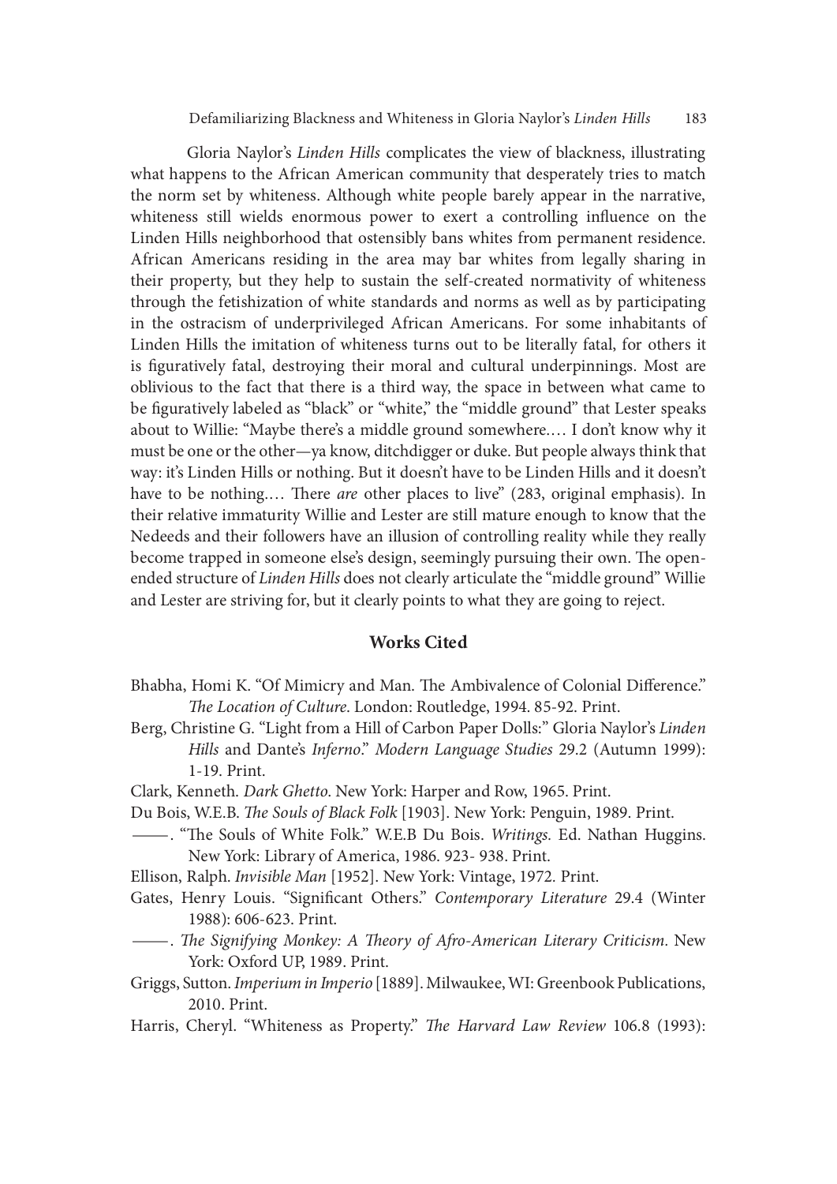Gloria Naylor's *Linden Hills* complicates the view of blackness, illustrating what happens to the African American community that desperately tries to match the norm set by whiteness. Although white people barely appear in the narrative, whiteness still wields enormous power to exert a controlling influence on the Linden Hills neighborhood that ostensibly bans whites from permanent residence. African Americans residing in the area may bar whites from legally sharing in their property, but they help to sustain the self-created normativity of whiteness through the fetishization of white standards and norms as well as by participating in the ostracism of underprivileged African Americans. For some inhabitants of Linden Hills the imitation of whiteness turns out to be literally fatal, for others it is figuratively fatal, destroying their moral and cultural underpinnings. Most are oblivious to the fact that there is a third way, the space in between what came to be figuratively labeled as "black" or "white," the "middle ground" that Lester speaks about to Willie: "Maybe there's a middle ground somewhere.… I don't know why it must be one or the other—ya know, ditchdigger or duke. But people always think that way: it's Linden Hills or nothing. But it doesn't have to be Linden Hills and it doesn't have to be nothing.… There *are* other places to live" (283, original emphasis). In their relative immaturity Willie and Lester are still mature enough to know that the Nedeeds and their followers have an illusion of controlling reality while they really become trapped in someone else's design, seemingly pursuing their own. The open-ended structure of *Linden Hills* does not clearly articulate the "middle ground" Willie and Lester are striving for, but it clearly points to what they are going to reject.

## Works Cited

Bhabha, Homi K. "Of Mimicry and Man. The Ambivalence of Colonial Difference." *The Location of Culture*. London: Routledge, 1994. 85-92. Print.

Berg, Christine G. "Light from a Hill of Carbon Paper Dolls:" Gloria Naylor's *Linden Hills* and Dante's *Inferno*." *Modern Language Studies* 29.2 (Autumn 1999): 1-19. Print.

Clark, Kenneth. *Dark Ghetto*. New York: Harper and Row, 1965. Print.

Du Bois, W.E.B. *The Souls of Black Folk* [1903]. New York: Penguin, 1989. Print.

——. "The Souls of White Folk." W.E.B Du Bois. *Writings*. Ed. Nathan Huggins. New York: Library of America, 1986. 923- 938. Print.

Ellison, Ralph. *Invisible Man* [1952]. New York: Vintage, 1972. Print.

Gates, Henry Louis. "Significant Others." *Contemporary Literature* 29.4 (Winter 1988): 606-623. Print.

——. *The Signifying Monkey: A Theory of Afro-American Literary Criticism*. New York: Oxford UP, 1989. Print.

Griggs, Sutton. *Imperium in Imperio* [1889]. Milwaukee, WI: Greenbook Publications, 2010. Print.

Harris, Cheryl. "Whiteness as Property." *The Harvard Law Review* 106.8 (1993):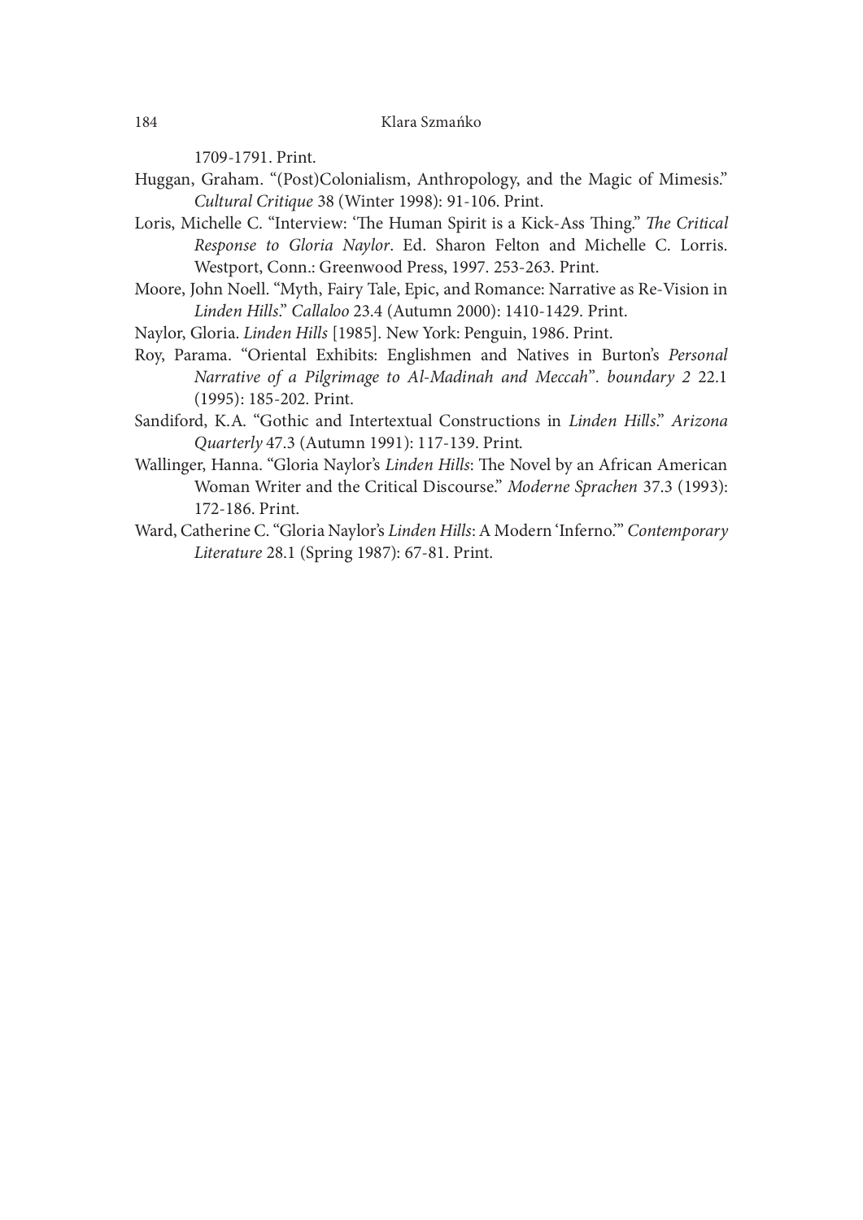1709-1791. Print.

Huggan, Graham. "(Post)Colonialism, Anthropology, and the Magic of Mimesis." *Cultural Critique* 38 (Winter 1998): 91-106. Print.

Loris, Michelle C. "Interview: 'The Human Spirit is a Kick-Ass Thing." *The Critical Response to Gloria Naylor*. Ed. Sharon Felton and Michelle C. Lorris. Westport, Conn.: Greenwood Press, 1997. 253-263. Print.

Moore, John Noell. "Myth, Fairy Tale, Epic, and Romance: Narrative as Re-Vision in *Linden Hills*." *Callaloo* 23.4 (Autumn 2000): 1410-1429. Print.

Naylor, Gloria. *Linden Hills* [1985]. New York: Penguin, 1986. Print.

Roy, Parama. "Oriental Exhibits: Englishmen and Natives in Burton's *Personal Narrative of a Pilgrimage to Al-Madinah and Meccah*". *boundary 2* 22.1 (1995): 185-202. Print.

Sandiford, K.A. "Gothic and Intertextual Constructions in *Linden Hills*." *Arizona Quarterly* 47.3 (Autumn 1991): 117-139. Print.

Wallinger, Hanna. "Gloria Naylor's *Linden Hills*: The Novel by an African American Woman Writer and the Critical Discourse." *Moderne Sprachen* 37.3 (1993): 172-186. Print.

Ward, Catherine C. "Gloria Naylor's *Linden Hills*: A Modern 'Inferno.'" *Contemporary Literature* 28.1 (Spring 1987): 67-81. Print.